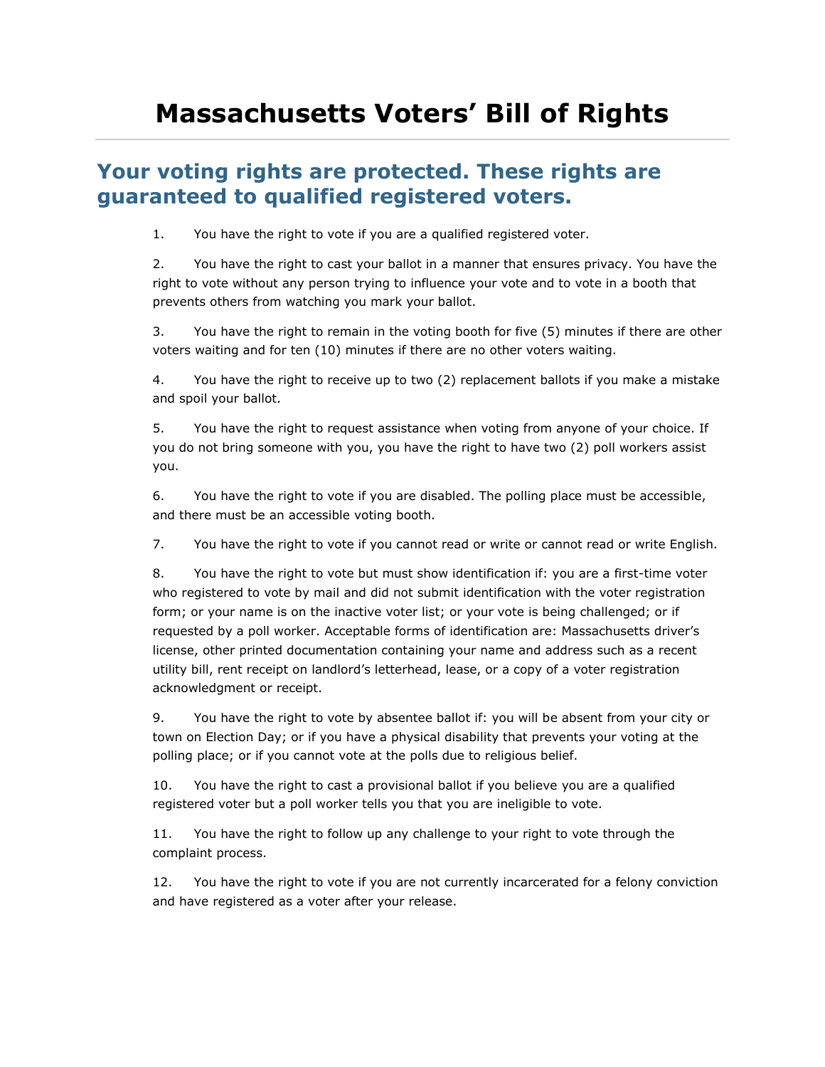# Massachusetts Voters' Bill of Rights

## Your voting rights are protected. These rights are guaranteed to qualified registered voters.

1. You have the right to vote if you are a qualified registered voter.

2. You have the right to cast your ballot in a manner that ensures privacy. You have the right to vote without any person trying to influence your vote and to vote in a booth that prevents others from watching you mark your ballot.

3. You have the right to remain in the voting booth for five (5) minutes if there are other voters waiting and for ten (10) minutes if there are no other voters waiting.

4. You have the right to receive up to two (2) replacement ballots if you make a mistake and spoil your ballot.

5. You have the right to request assistance when voting from anyone of your choice. If you do not bring someone with you, you have the right to have two (2) poll workers assist you.

6. You have the right to vote if you are disabled. The polling place must be accessible, and there must be an accessible voting booth.

7. You have the right to vote if you cannot read or write or cannot read or write English.

8. You have the right to vote but must show identification if: you are a first-time voter who registered to vote by mail and did not submit identification with the voter registration form; or your name is on the inactive voter list; or your vote is being challenged; or if requested by a poll worker. Acceptable forms of identification are: Massachusetts driver's license, other printed documentation containing your name and address such as a recent utility bill, rent receipt on landlord's letterhead, lease, or a copy of a voter registration acknowledgment or receipt.

9. You have the right to vote by absentee ballot if: you will be absent from your city or town on Election Day; or if you have a physical disability that prevents your voting at the polling place; or if you cannot vote at the polls due to religious belief.

10. You have the right to cast a provisional ballot if you believe you are a qualified registered voter but a poll worker tells you that you are ineligible to vote.

11. You have the right to follow up any challenge to your right to vote through the complaint process.

12. You have the right to vote if you are not currently incarcerated for a felony conviction and have registered as a voter after your release.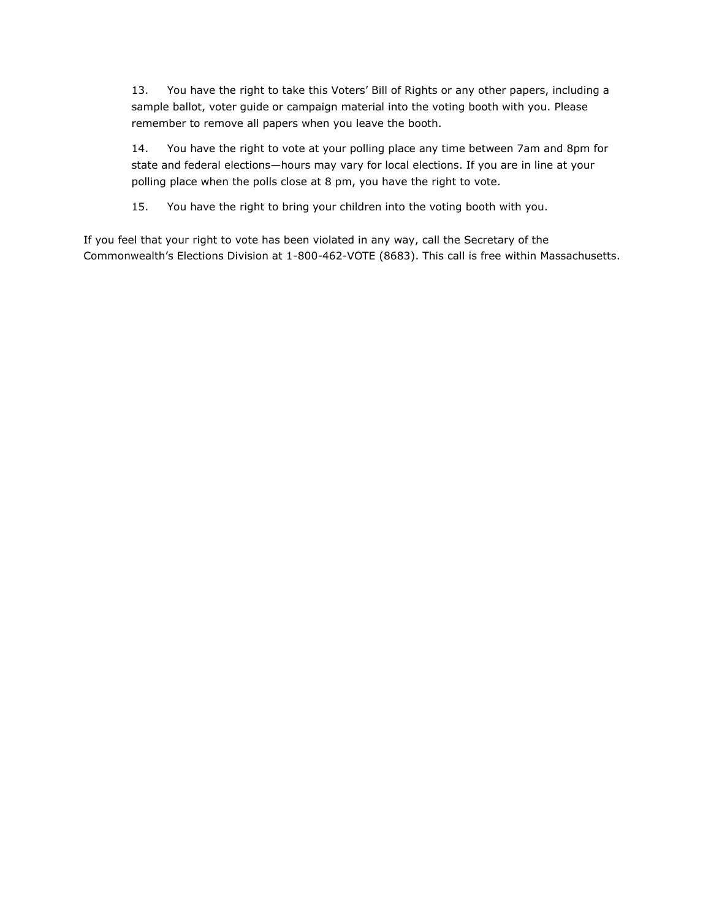13. You have the right to take this Voters' Bill of Rights or any other papers, including a sample ballot, voter guide or campaign material into the voting booth with you. Please remember to remove all papers when you leave the booth.

14. You have the right to vote at your polling place any time between 7am and 8pm for state and federal elections—hours may vary for local elections. If you are in line at your polling place when the polls close at 8 pm, you have the right to vote.

15. You have the right to bring your children into the voting booth with you.

If you feel that your right to vote has been violated in any way, call the Secretary of the Commonwealth's Elections Division at 1-800-462-VOTE (8683). This call is free within Massachusetts.